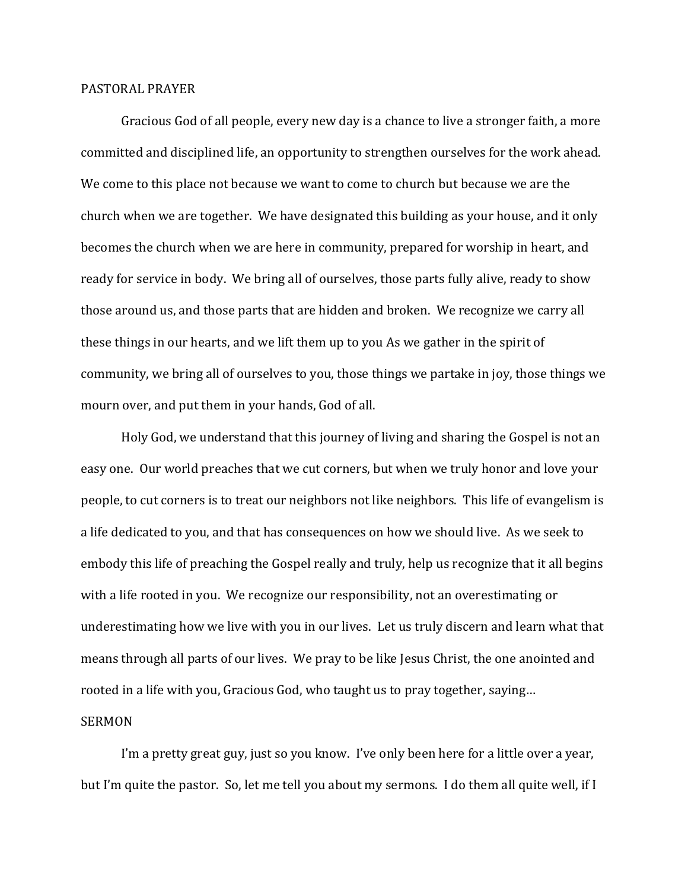## PASTORAL PRAYER

Gracious God of all people, every new day is a chance to live a stronger faith, a more committed and disciplined life, an opportunity to strengthen ourselves for the work ahead. We come to this place not because we want to come to church but because we are the church when we are together. We have designated this building as your house, and it only becomes the church when we are here in community, prepared for worship in heart, and ready for service in body. We bring all of ourselves, those parts fully alive, ready to show those around us, and those parts that are hidden and broken. We recognize we carry all these things in our hearts, and we lift them up to you As we gather in the spirit of community, we bring all of ourselves to you, those things we partake in joy, those things we mourn over, and put them in your hands, God of all.

Holy God, we understand that this journey of living and sharing the Gospel is not an easy one. Our world preaches that we cut corners, but when we truly honor and love your people, to cut corners is to treat our neighbors not like neighbors. This life of evangelism is a life dedicated to you, and that has consequences on how we should live. As we seek to embody this life of preaching the Gospel really and truly, help us recognize that it all begins with a life rooted in you. We recognize our responsibility, not an overestimating or underestimating how we live with you in our lives. Let us truly discern and learn what that means through all parts of our lives. We pray to be like Jesus Christ, the one anointed and rooted in a life with you, Gracious God, who taught us to pray together, saying…

## SERMON

I'm a pretty great guy, just so you know. I've only been here for a little over a year, but I'm quite the pastor. So, let me tell you about my sermons. I do them all quite well, if I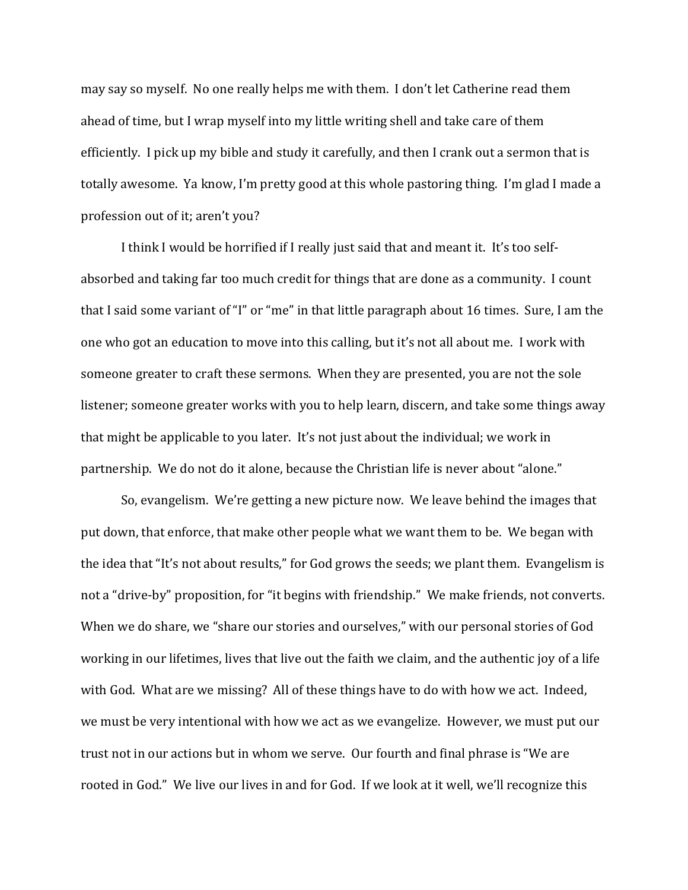may say so myself. No one really helps me with them. I don't let Catherine read them ahead of time, but I wrap myself into my little writing shell and take care of them efficiently. I pick up my bible and study it carefully, and then I crank out a sermon that is totally awesome. Ya know, I'm pretty good at this whole pastoring thing. I'm glad I made a profession out of it; aren't you?

I think I would be horrified if I really just said that and meant it. It's too self-absorbed and taking far too much credit for things that are done as a community. I count that I said some variant of "I" or "me" in that little paragraph about 16 times. Sure, I am the one who got an education to move into this calling, but it's not all about me. I work with someone greater to craft these sermons. When they are presented, you are not the sole listener; someone greater works with you to help learn, discern, and take some things away that might be applicable to you later. It's not just about the individual; we work in partnership. We do not do it alone, because the Christian life is never about "alone."

So, evangelism. We're getting a new picture now. We leave behind the images that put down, that enforce, that make other people what we want them to be. We began with the idea that "It's not about results," for God grows the seeds; we plant them. Evangelism is not a "drive-by" proposition, for "it begins with friendship." We make friends, not converts. When we do share, we "share our stories and ourselves," with our personal stories of God working in our lifetimes, lives that live out the faith we claim, and the authentic joy of a life with God. What are we missing? All of these things have to do with how we act. Indeed, we must be very intentional with how we act as we evangelize. However, we must put our trust not in our actions but in whom we serve. Our fourth and final phrase is "We are rooted in God." We live our lives in and for God. If we look at it well, we'll recognize this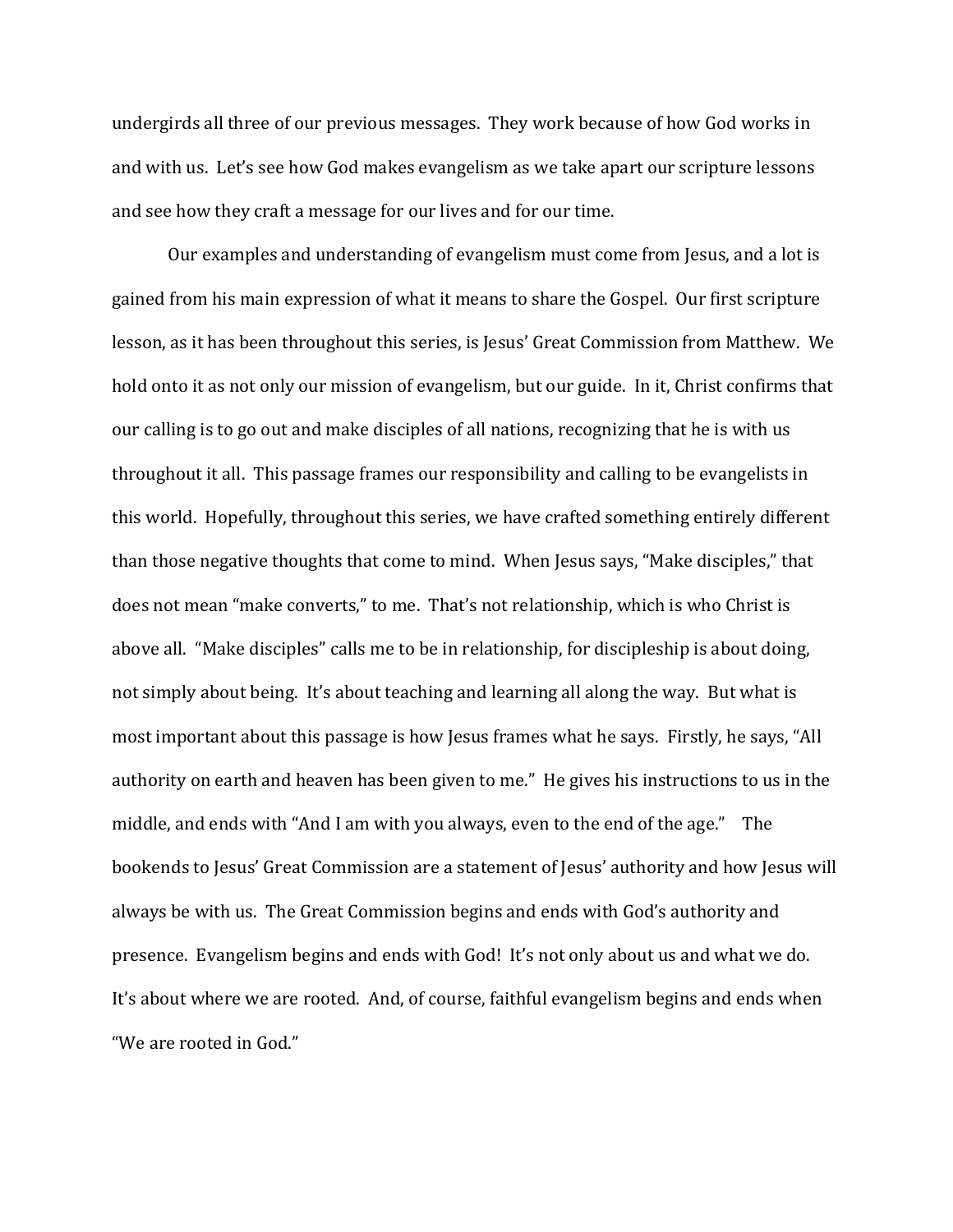undergirds all three of our previous messages. They work because of how God works in and with us. Let's see how God makes evangelism as we take apart our scripture lessons and see how they craft a message for our lives and for our time.

Our examples and understanding of evangelism must come from Jesus, and a lot is gained from his main expression of what it means to share the Gospel. Our first scripture lesson, as it has been throughout this series, is Jesus' Great Commission from Matthew. We hold onto it as not only our mission of evangelism, but our guide. In it, Christ confirms that our calling is to go out and make disciples of all nations, recognizing that he is with us throughout it all. This passage frames our responsibility and calling to be evangelists in this world. Hopefully, throughout this series, we have crafted something entirely different than those negative thoughts that come to mind. When Jesus says, "Make disciples," that does not mean "make converts," to me. That's not relationship, which is who Christ is above all. "Make disciples" calls me to be in relationship, for discipleship is about doing, not simply about being. It's about teaching and learning all along the way. But what is most important about this passage is how Jesus frames what he says. Firstly, he says, "All authority on earth and heaven has been given to me." He gives his instructions to us in the middle, and ends with "And I am with you always, even to the end of the age." The bookends to Jesus' Great Commission are a statement of Jesus' authority and how Jesus will always be with us. The Great Commission begins and ends with God's authority and presence. Evangelism begins and ends with God! It's not only about us and what we do. It's about where we are rooted. And, of course, faithful evangelism begins and ends when "We are rooted in God."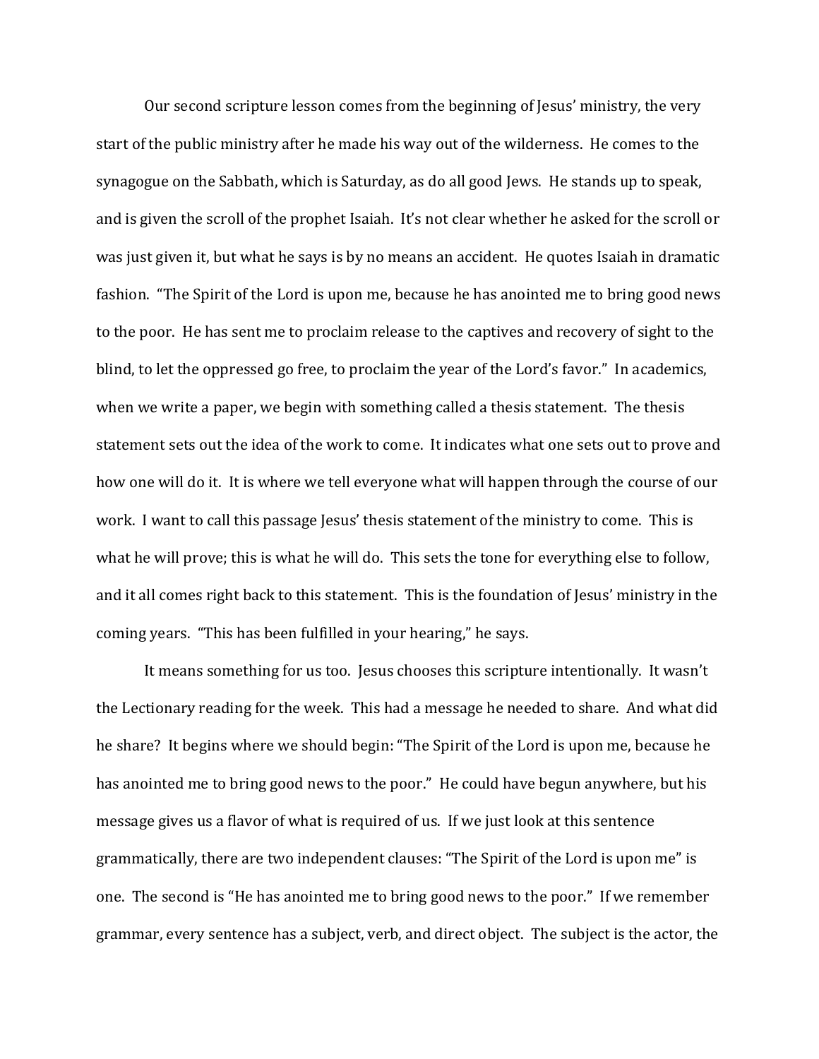Our second scripture lesson comes from the beginning of Jesus' ministry, the very start of the public ministry after he made his way out of the wilderness. He comes to the synagogue on the Sabbath, which is Saturday, as do all good Jews. He stands up to speak, and is given the scroll of the prophet Isaiah. It's not clear whether he asked for the scroll or was just given it, but what he says is by no means an accident. He quotes Isaiah in dramatic fashion. "The Spirit of the Lord is upon me, because he has anointed me to bring good news to the poor. He has sent me to proclaim release to the captives and recovery of sight to the blind, to let the oppressed go free, to proclaim the year of the Lord's favor." In academics, when we write a paper, we begin with something called a thesis statement. The thesis statement sets out the idea of the work to come. It indicates what one sets out to prove and how one will do it. It is where we tell everyone what will happen through the course of our work. I want to call this passage Jesus' thesis statement of the ministry to come. This is what he will prove; this is what he will do. This sets the tone for everything else to follow, and it all comes right back to this statement. This is the foundation of Jesus' ministry in the coming years. "This has been fulfilled in your hearing," he says.

It means something for us too. Jesus chooses this scripture intentionally. It wasn't the Lectionary reading for the week. This had a message he needed to share. And what did he share? It begins where we should begin: "The Spirit of the Lord is upon me, because he has anointed me to bring good news to the poor." He could have begun anywhere, but his message gives us a flavor of what is required of us. If we just look at this sentence grammatically, there are two independent clauses: "The Spirit of the Lord is upon me" is one. The second is "He has anointed me to bring good news to the poor." If we remember grammar, every sentence has a subject, verb, and direct object. The subject is the actor, the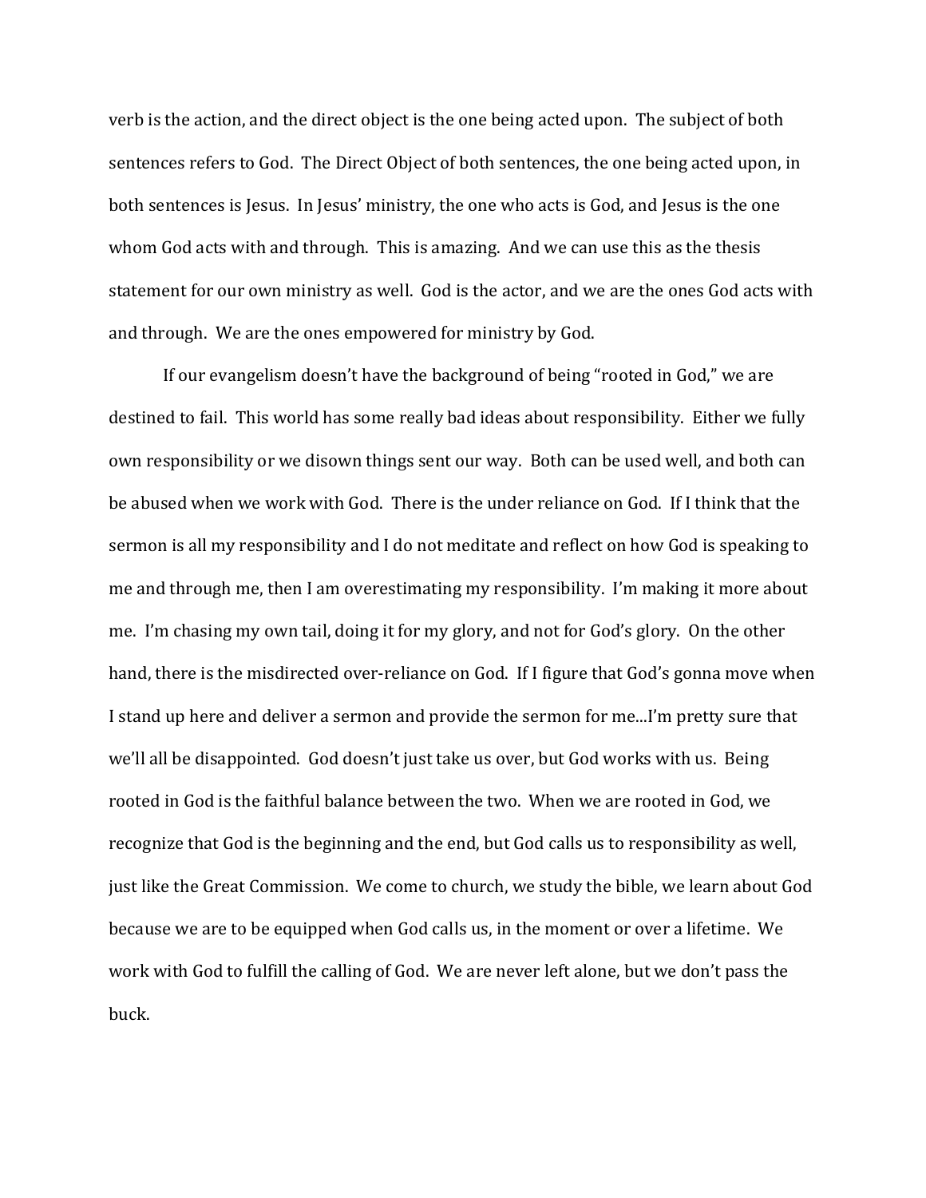verb is the action, and the direct object is the one being acted upon. The subject of both sentences refers to God. The Direct Object of both sentences, the one being acted upon, in both sentences is Jesus. In Jesus' ministry, the one who acts is God, and Jesus is the one whom God acts with and through. This is amazing. And we can use this as the thesis statement for our own ministry as well. God is the actor, and we are the ones God acts with and through. We are the ones empowered for ministry by God.

If our evangelism doesn't have the background of being "rooted in God," we are destined to fail. This world has some really bad ideas about responsibility. Either we fully own responsibility or we disown things sent our way. Both can be used well, and both can be abused when we work with God. There is the under reliance on God. If I think that the sermon is all my responsibility and I do not meditate and reflect on how God is speaking to me and through me, then I am overestimating my responsibility. I'm making it more about me. I'm chasing my own tail, doing it for my glory, and not for God's glory. On the other hand, there is the misdirected over-reliance on God. If I figure that God's gonna move when I stand up here and deliver a sermon and provide the sermon for me...I'm pretty sure that we'll all be disappointed. God doesn't just take us over, but God works with us. Being rooted in God is the faithful balance between the two. When we are rooted in God, we recognize that God is the beginning and the end, but God calls us to responsibility as well, just like the Great Commission. We come to church, we study the bible, we learn about God because we are to be equipped when God calls us, in the moment or over a lifetime. We work with God to fulfill the calling of God. We are never left alone, but we don't pass the buck.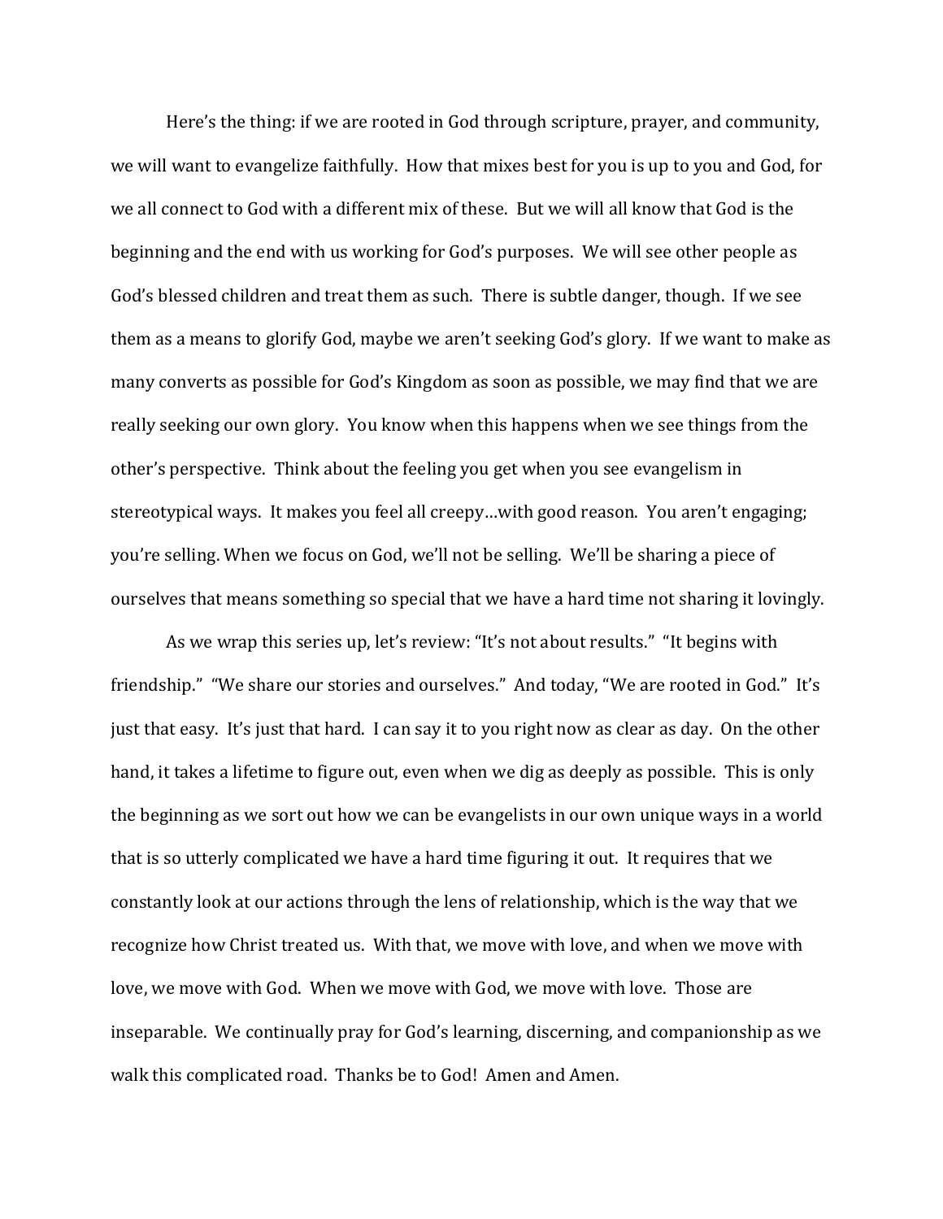Here's the thing: if we are rooted in God through scripture, prayer, and community, we will want to evangelize faithfully. How that mixes best for you is up to you and God, for we all connect to God with a different mix of these. But we will all know that God is the beginning and the end with us working for God's purposes. We will see other people as God's blessed children and treat them as such. There is subtle danger, though. If we see them as a means to glorify God, maybe we aren't seeking God's glory. If we want to make as many converts as possible for God's Kingdom as soon as possible, we may find that we are really seeking our own glory. You know when this happens when we see things from the other's perspective. Think about the feeling you get when you see evangelism in stereotypical ways. It makes you feel all creepy…with good reason. You aren't engaging; you're selling. When we focus on God, we'll not be selling. We'll be sharing a piece of ourselves that means something so special that we have a hard time not sharing it lovingly.

As we wrap this series up, let's review: "It's not about results." "It begins with friendship." "We share our stories and ourselves." And today, "We are rooted in God." It's just that easy. It's just that hard. I can say it to you right now as clear as day. On the other hand, it takes a lifetime to figure out, even when we dig as deeply as possible. This is only the beginning as we sort out how we can be evangelists in our own unique ways in a world that is so utterly complicated we have a hard time figuring it out. It requires that we constantly look at our actions through the lens of relationship, which is the way that we recognize how Christ treated us. With that, we move with love, and when we move with love, we move with God. When we move with God, we move with love. Those are inseparable. We continually pray for God's learning, discerning, and companionship as we walk this complicated road. Thanks be to God! Amen and Amen.